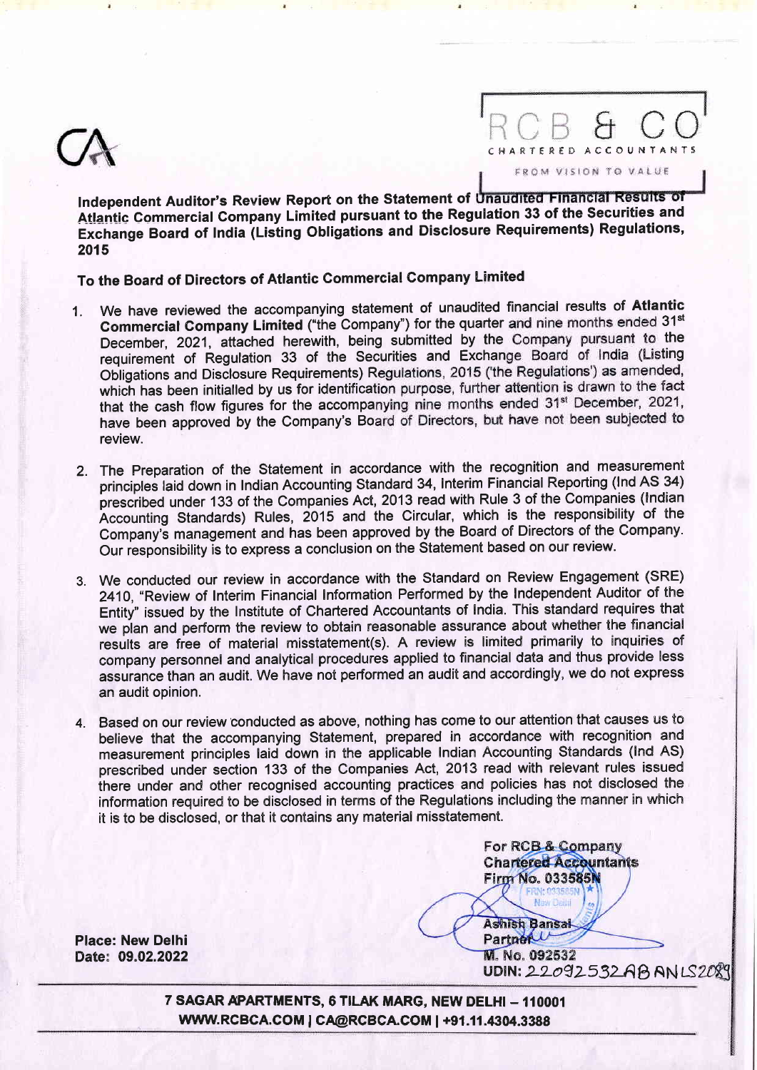RCB & CO
CHARTERED ACCOUNTANTS
FROM VISION TO VALUE

**Independent Auditor's Review Report on the Statement of Unaudited Financial Results of Atlantic Commercial Company Limited pursuant to the Regulation 33 of the Securities and Exchange Board of India (Listing Obligations and Disclosure Requirements) Regulations, 2015**

**To the Board of Directors of Atlantic Commercial Company Limited**

1. We have reviewed the accompanying statement of unaudited financial results of **Atlantic Commercial Company Limited** ("the Company") for the quarter and nine months ended 31st December, 2021, attached herewith, being submitted by the Company pursuant to the requirement of Regulation 33 of the Securities and Exchange Board of India (Listing Obligations and Disclosure Requirements) Regulations, 2015 ('the Regulations') as amended, which has been initialled by us for identification purpose, further attention is drawn to the fact that the cash flow figures for the accompanying nine months ended 31st December, 2021, have been approved by the Company's Board of Directors, but have not been subjected to review.

2. The Preparation of the Statement in accordance with the recognition and measurement principles laid down in Indian Accounting Standard 34, Interim Financial Reporting (Ind AS 34) prescribed under 133 of the Companies Act, 2013 read with Rule 3 of the Companies (Indian Accounting Standards) Rules, 2015 and the Circular, which is the responsibility of the Company's management and has been approved by the Board of Directors of the Company. Our responsibility is to express a conclusion on the Statement based on our review.

3. We conducted our review in accordance with the Standard on Review Engagement (SRE) 2410, "Review of Interim Financial Information Performed by the Independent Auditor of the Entity" issued by the Institute of Chartered Accountants of India. This standard requires that we plan and perform the review to obtain reasonable assurance about whether the financial results are free of material misstatement(s). A review is limited primarily to inquiries of company personnel and analytical procedures applied to financial data and thus provide less assurance than an audit. We have not performed an audit and accordingly, we do not express an audit opinion.

4. Based on our review conducted as above, nothing has come to our attention that causes us to believe that the accompanying Statement, prepared in accordance with recognition and measurement principles laid down in the applicable Indian Accounting Standards (Ind AS) prescribed under section 133 of the Companies Act, 2013 read with relevant rules issued there under and other recognised accounting practices and policies has not disclosed the information required to be disclosed in terms of the Regulations including the manner in which it is to be disclosed, or that it contains any material misstatement.

**For RCB & Company**
**Chartered Accountants**
**Firm No. 033585N**

**Ashish Bansal**
**Partner**
**M. No. 092532**
**UDIN: 22092532ABANLS2089**

**Place: New Delhi**
**Date: 09.02.2022**

**7 SAGAR APARTMENTS, 6 TILAK MARG, NEW DELHI – 110001**
**WWW.RCBCA.COM | CA@RCBCA.COM | +91.11.4304.3388**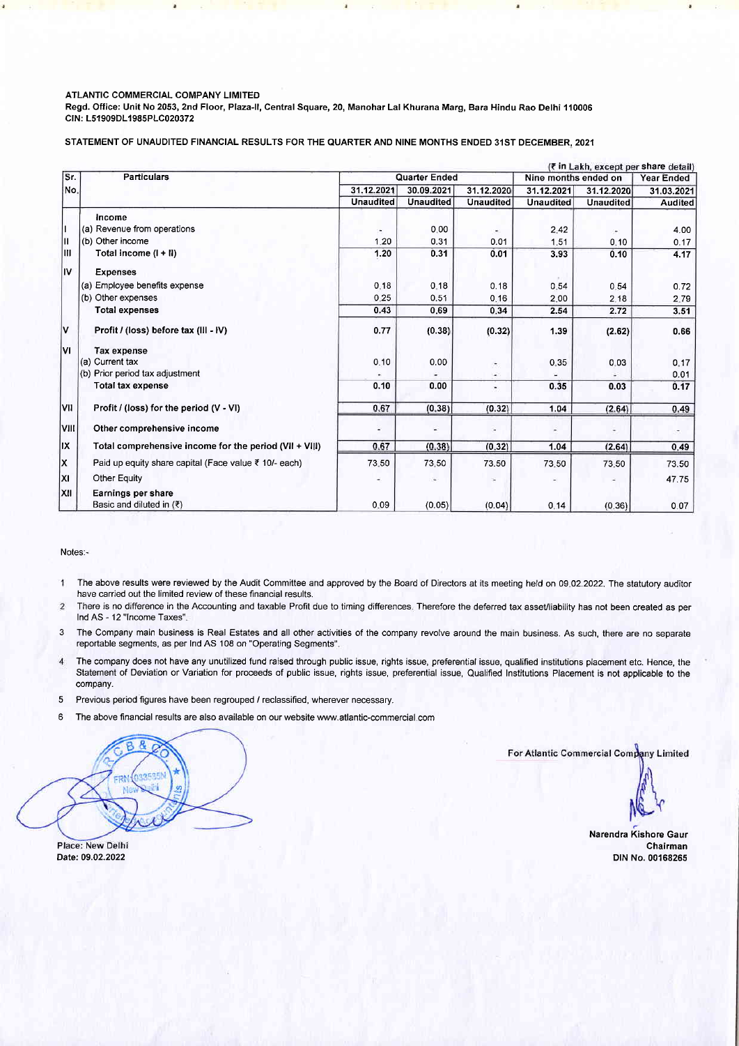**ATLANTIC COMMERCIAL COMPANY LIMITED**
**Regd. Office: Unit No 2053, 2nd Floor, Plaza-II, Central Square, 20, Manohar Lal Khurana Marg, Bara Hindu Rao Delhi 110006**
**CIN: L51909DL1985PLC020372**

**STATEMENT OF UNAUDITED FINANCIAL RESULTS FOR THE QUARTER AND NINE MONTHS ENDED 31ST DECEMBER, 2021**

(₹ in Lakh, except per share detail)

| Sr. No. | Particulars | Quarter Ended | | | Nine months ended on | | Year Ended |
|---|---|---|---|---|---|---|---|
| | | 31.12.2021 | 30.09.2021 | 31.12.2020 | 31.12.2021 | 31.12.2020 | 31.03.2021 |
| | | Unaudited | Unaudited | Unaudited | Unaudited | Unaudited | Audited |
| | **Income** | | | | | | |
| I | (a) Revenue from operations | - | 0.00 | - | 2.42 | - | 4.00 |
| II | (b) Other income | 1.20 | 0.31 | 0.01 | 1.51 | 0.10 | 0.17 |
| III | **Total income (I + II)** | **1.20** | **0.31** | **0.01** | **3.93** | **0.10** | **4.17** |
| IV | **Expenses** | | | | | | |
| | (a) Employee benefits expense | 0.18 | 0.18 | 0.18 | 0.54 | 0.54 | 0.72 |
| | (b) Other expenses | 0.25 | 0.51 | 0.16 | 2.00 | 2.18 | 2.79 |
| | **Total expenses** | **0.43** | **0.69** | **0.34** | **2.54** | **2.72** | **3.51** |
| V | **Profit / (loss) before tax (III - IV)** | **0.77** | **(0.38)** | **(0.32)** | **1.39** | **(2.62)** | **0.66** |
| VI | **Tax expense** | | | | | | |
| | (a) Current tax | 0.10 | 0.00 | - | 0.35 | 0.03 | 0.17 |
| | (b) Prior period tax adjustment | - | - | - | - | - | 0.01 |
| | **Total tax expense** | **0.10** | **0.00** | **-** | **0.35** | **0.03** | **0.17** |
| VII | **Profit / (loss) for the period (V - VI)** | **0.67** | **(0.38)** | **(0.32)** | **1.04** | **(2.64)** | **0.49** |
| VIII | **Other comprehensive income** | - | - | - | - | - | - |
| IX | **Total comprehensive income for the period (VII + VIII)** | **0.67** | **(0.38)** | **(0.32)** | **1.04** | **(2.64)** | **0.49** |
| X | Paid up equity share capital (Face value ₹ 10/- each) | 73.50 | 73.50 | 73.50 | 73.50 | 73.50 | 73.50 |
| XI | Other Equity | - | - | - | - | - | 47.75 |
| XII | **Earnings per share** Basic and diluted in (₹) | 0.09 | (0.05) | (0.04) | 0.14 | (0.36) | 0.07 |

Notes:-

1. The above results were reviewed by the Audit Committee and approved by the Board of Directors at its meeting held on 09.02.2022. The statutory auditor have carried out the limited review of these financial results.
2. There is no difference in the Accounting and taxable Profit due to timing differences. Therefore the deferred tax asset/liability has not been created as per Ind AS - 12 "Income Taxes".
3. The Company main business is Real Estates and all other activities of the company revolve around the main business. As such, there are no separate reportable segments, as per Ind AS 108 on "Operating Segments".
4. The company does not have any unutilized fund raised through public issue, rights issue, preferential issue, qualified institutions placement etc. Hence, the Statement of Deviation or Variation for proceeds of public issue, rights issue, preferential issue, Qualified Institutions Placement is not applicable to the company.
5. Previous period figures have been regrouped / reclassified, wherever necessary.
6. The above financial results are also available on our website www.atlantic-commercial.com

For Atlantic Commercial Company Limited

Narendra Kishore Gaur
Chairman
DIN No. 00168265

Place: New Delhi
Date: 09.02.2022